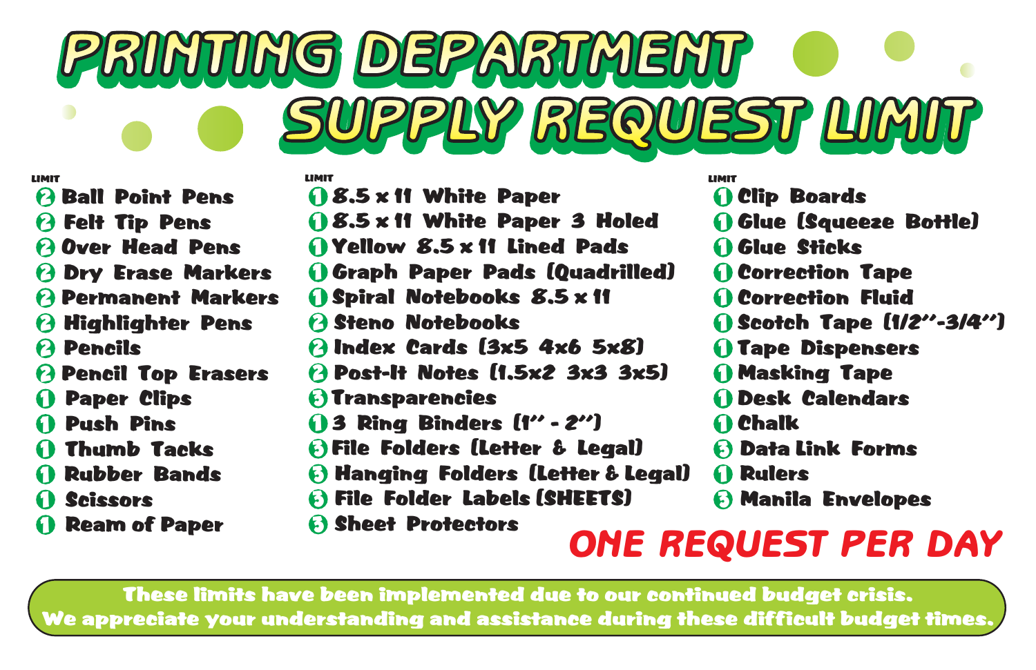# PRINTING DEPARTMENT SUPPLY REQUEST LIMIT

| LIMIT | Item |
|---|---|
| 2 | Ball Point Pens |
| 2 | Felt Tip Pens |
| 2 | Over Head Pens |
| 2 | Dry Erase Markers |
| 2 | Permanent Markers |
| 2 | Highlighter Pens |
| 2 | Pencils |
| 2 | Pencil Top Erasers |
| 1 | Paper Clips |
| 1 | Push Pins |
| 1 | Thumb Tacks |
| 1 | Rubber Bands |
| 1 | Scissors |
| 1 | Ream of Paper |

| LIMIT | Item |
|---|---|
| 1 | 8.5 x 11 White Paper |
| 1 | 8.5 x 11 White Paper 3 Holed |
| 1 | Yellow 8.5 x 11 Lined Pads |
| 1 | Graph Paper Pads (Quadrilled) |
| 1 | Spiral Notebooks 8.5 x 11 |
| 2 | Steno Notebooks |
| 2 | Index Cards (3x5 4x6 5x8) |
| 2 | Post-It Notes (1.5x2 3x3 3x5) |
| 3 | Transparencies |
| 1 | 3 Ring Binders (1" - 2") |
| 3 | File Folders (Letter & Legal) |
| 3 | Hanging Folders (Letter & Legal) |
| 3 | File Folder Labels (SHEETS) |
| 3 | Sheet Protectors |

| LIMIT | Item |
|---|---|
| 1 | Clip Boards |
| 1 | Glue (Squeeze Bottle) |
| 1 | Glue Sticks |
| 1 | Correction Tape |
| 1 | Correction Fluid |
| 1 | Scotch Tape (1/2"-3/4") |
| 1 | Tape Dispensers |
| 1 | Masking Tape |
| 1 | Desk Calendars |
| 1 | Chalk |
| 3 | Data Link Forms |
| 1 | Rulers |
| 3 | Manila Envelopes |

**ONE REQUEST PER DAY**

**These limits have been implemented due to our continued budget crisis.**
**We appreciate your understanding and assistance during these difficult budget times.**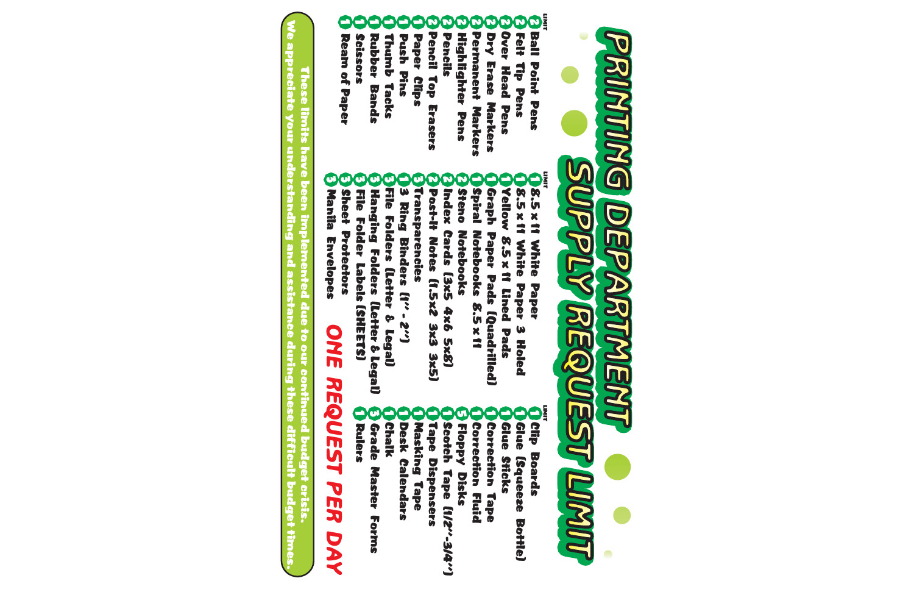# PRINTING DEPARTMENT
# SUPPLY REQUEST LIMIT

| LIMIT | Item |
| --- | --- |
| 2 | Ball Point Pens |
| 2 | Felt Tip Pens |
| 2 | Over Head Pens |
| 2 | Dry Erase Markers |
| 2 | Permanent Markers |
| 2 | Highlighter Pens |
| 2 | Pencils |
| 2 | Pencil Top Erasers |
| 1 | Paper Clips |
| 1 | Push Pins |
| 1 | Thumb Tacks |
| 1 | Rubber Bands |
| 1 | Scissors |
| 1 | Ream of Paper |

| LIMIT | Item |
| --- | --- |
| 1 | 8.5 x 11 White Paper |
| 1 | 8.5 x 11 White Paper 3 Holed |
| 1 | Yellow 8.5 x 11 Lined Pads |
| 1 | Graph Paper Pads (Quadrilled) |
| 1 | Spiral Notebooks 8.5 x 11 |
| 2 | Steno Notebooks |
| 2 | Index Cards (3x5 4x6 5x8) |
| 2 | Post-It Notes (1.5x2 3x3 3x5) |
| 3 | Transparencies |
| 1 | 3 Ring Binders (1" - 2") |
| 3 | File Folders (Letter & Legal) |
| 3 | Hanging Folders (Letter & Legal) |
| 3 | File Folder Labels (SHEETS) |
| 3 | Sheet Protectors |
| 3 | Manila Envelopes |

| LIMIT | Item |
| --- | --- |
| 1 | Clip Boards |
| 1 | Glue (Squeeze Bottle) |
| 1 | Glue Sticks |
| 1 | Correction Tape |
| 1 | Correction Fluid |
| 5 | Floppy Disks |
| 1 | Scotch Tape (1/2"-3/4") |
| 1 | Tape Dispensers |
| 1 | Masking Tape |
| 1 | Desk Calendars |
| 1 | Chalk |
| 3 | Grade Master Forms |
| 1 | Rulers |

**ONE REQUEST PER DAY**

These limits have been implemented due to our continued budget crisis.
We appreciate your understanding and assistance during these difficult budget times.